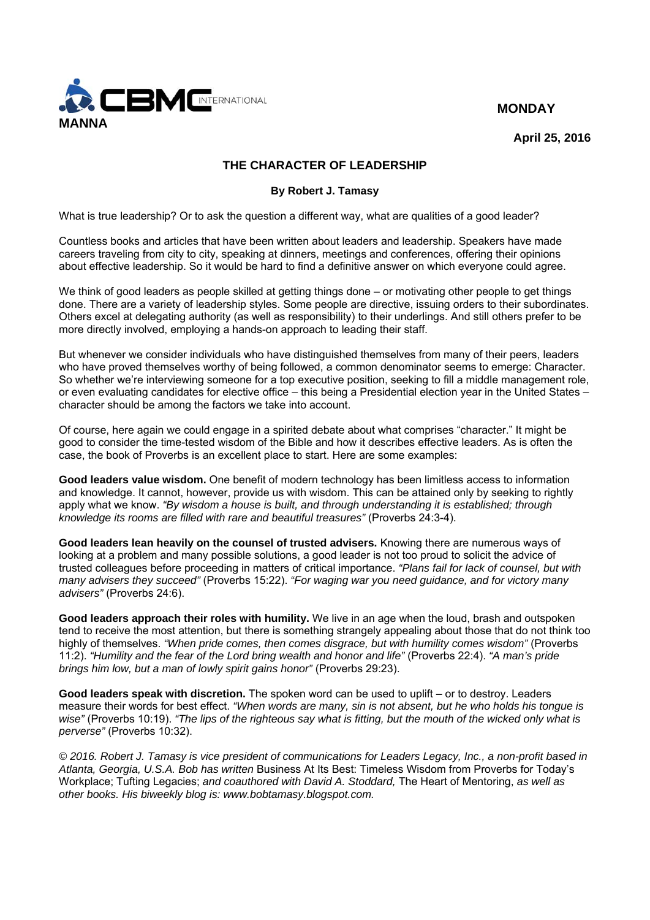CBMC INTERNATIONAL
**MANNA**

**MONDAY**

**April 25, 2016**

# THE CHARACTER OF LEADERSHIP

**By Robert J. Tamasy**

What is true leadership? Or to ask the question a different way, what are qualities of a good leader?

Countless books and articles that have been written about leaders and leadership. Speakers have made careers traveling from city to city, speaking at dinners, meetings and conferences, offering their opinions about effective leadership. So it would be hard to find a definitive answer on which everyone could agree.

We think of good leaders as people skilled at getting things done – or motivating other people to get things done. There are a variety of leadership styles. Some people are directive, issuing orders to their subordinates. Others excel at delegating authority (as well as responsibility) to their underlings. And still others prefer to be more directly involved, employing a hands-on approach to leading their staff.

But whenever we consider individuals who have distinguished themselves from many of their peers, leaders who have proved themselves worthy of being followed, a common denominator seems to emerge: Character. So whether we're interviewing someone for a top executive position, seeking to fill a middle management role, or even evaluating candidates for elective office – this being a Presidential election year in the United States – character should be among the factors we take into account.

Of course, here again we could engage in a spirited debate about what comprises "character." It might be good to consider the time-tested wisdom of the Bible and how it describes effective leaders. As is often the case, the book of Proverbs is an excellent place to start. Here are some examples:

**Good leaders value wisdom.** One benefit of modern technology has been limitless access to information and knowledge. It cannot, however, provide us with wisdom. This can be attained only by seeking to rightly apply what we know. *"By wisdom a house is built, and through understanding it is established; through knowledge its rooms are filled with rare and beautiful treasures"* (Proverbs 24:3-4).

**Good leaders lean heavily on the counsel of trusted advisers.** Knowing there are numerous ways of looking at a problem and many possible solutions, a good leader is not too proud to solicit the advice of trusted colleagues before proceeding in matters of critical importance. *"Plans fail for lack of counsel, but with many advisers they succeed"* (Proverbs 15:22). *"For waging war you need guidance, and for victory many advisers"* (Proverbs 24:6).

**Good leaders approach their roles with humility.** We live in an age when the loud, brash and outspoken tend to receive the most attention, but there is something strangely appealing about those that do not think too highly of themselves. *"When pride comes, then comes disgrace, but with humility comes wisdom"* (Proverbs 11:2). *"Humility and the fear of the Lord bring wealth and honor and life"* (Proverbs 22:4). *"A man's pride brings him low, but a man of lowly spirit gains honor"* (Proverbs 29:23).

**Good leaders speak with discretion.** The spoken word can be used to uplift – or to destroy. Leaders measure their words for best effect. *"When words are many, sin is not absent, but he who holds his tongue is wise"* (Proverbs 10:19). *"The lips of the righteous say what is fitting, but the mouth of the wicked only what is perverse"* (Proverbs 10:32).

*© 2016. Robert J. Tamasy is vice president of communications for Leaders Legacy, Inc., a non-profit based in Atlanta, Georgia, U.S.A. Bob has written* Business At Its Best: Timeless Wisdom from Proverbs for Today's Workplace; Tufting Legacies; *and coauthored with David A. Stoddard,* The Heart of Mentoring, *as well as other books. His biweekly blog is: www.bobtamasy.blogspot.com.*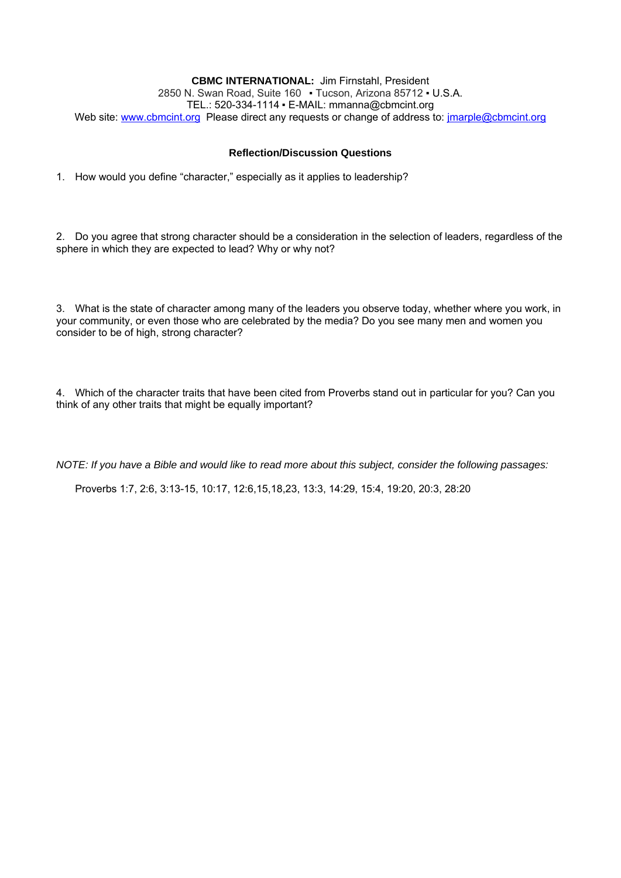**CBMC INTERNATIONAL:** Jim Firnstahl, President
2850 N. Swan Road, Suite 160 ▪ Tucson, Arizona 85712 ▪ U.S.A.
TEL.: 520-334-1114 ▪ E-MAIL: mmanna@cbmcint.org
Web site: www.cbmcint.org Please direct any requests or change of address to: jmarple@cbmcint.org

### Reflection/Discussion Questions

1. How would you define "character," especially as it applies to leadership?

2. Do you agree that strong character should be a consideration in the selection of leaders, regardless of the sphere in which they are expected to lead? Why or why not?

3. What is the state of character among many of the leaders you observe today, whether where you work, in your community, or even those who are celebrated by the media? Do you see many men and women you consider to be of high, strong character?

4. Which of the character traits that have been cited from Proverbs stand out in particular for you? Can you think of any other traits that might be equally important?

*NOTE: If you have a Bible and would like to read more about this subject, consider the following passages:*

Proverbs 1:7, 2:6, 3:13-15, 10:17, 12:6,15,18,23, 13:3, 14:29, 15:4, 19:20, 20:3, 28:20